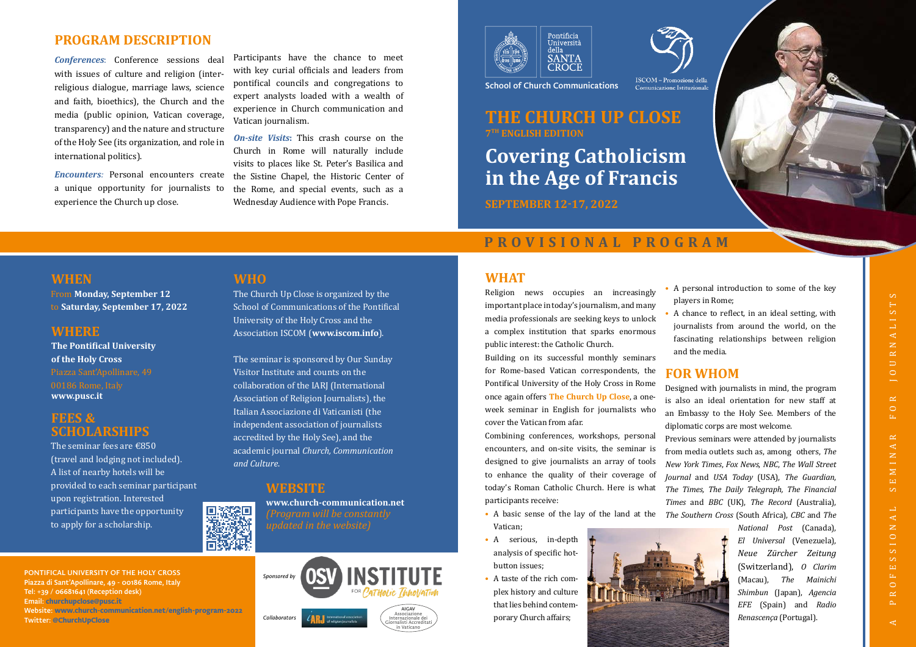# THE CHURCH UP CLOSE

**7TH ENGLISH EDITION**

# Covering Catholicism in the Age of Francis

**SEPTEMBER 12-17, 2022**

Pontificia Università della Santa Croce – School of Church Communications

ISCOM – Promozione della Comunicazione Istituzionale

## PROVISIONAL PROGRAM

## PROGRAM DESCRIPTION

*Conferences*: Conference sessions deal with issues of culture and religion (inter-religious dialogue, marriage laws, science and faith, bioethics), the Church and the media (public opinion, Vatican coverage, transparency) and the nature and structure of the Holy See (its organization, and role in international politics).

*Encounters:* Personal encounters create a unique opportunity for journalists to experience the Church up close. Participants have the chance to meet with key curial officials and leaders from pontifical councils and congregations to expert analysts loaded with a wealth of experience in Church communication and Vatican journalism.

*On-site Visits*: This crash course on the Church in Rome will naturally include visits to places like St. Peter's Basilica and the Sistine Chapel, the Historic Center of the Rome, and special events, such as a Wednesday Audience with Pope Francis.

## WHEN

From **Monday, September 12** to **Saturday, September 17, 2022**

## WHERE

**The Pontifical University of the Holy Cross**
Piazza Sant'Apollinare, 49
00186 Rome, Italy
**www.pusc.it**

## FEES & SCHOLARSHIPS

The seminar fees are €850 (travel and lodging not included). A list of nearby hotels will be provided to each seminar participant upon registration. Interested participants have the opportunity to apply for a scholarship.

## WHO

The Church Up Close is organized by the School of Communications of the Pontifical University of the Holy Cross and the Association ISCOM (**www.iscom.info**).

The seminar is sponsored by Our Sunday Visitor Institute and counts on the collaboration of the IARJ (International Association of Religion Journalists), the Italian Associazione di Vaticanisti (the independent association of journalists accredited by the Holy See), and the academic journal *Church, Communication and Culture*.

## WEBSITE

**www.church-communication.net**
*(Program will be constantly updated in the website)*

PONTIFICAL UNIVERSITY OF THE HOLY CROSS
Piazza di Sant'Apollinare, 49 - 00186 Rome, Italy
Tel: +39 / 06681641 (Reception desk)
Email: churchupclose@pusc.it
Website: www.church-communication.net/english-program-2022
Twitter: @ChurchUpClose

Sponsored by OSV INSTITUTE FOR CATHOLIC INNOVATION

Collaborators: IARJ International association of religion journalists; AIGAV Associazione Internazionale dei Giornalisti Accreditati in Vaticano

## WHAT

Religion news occupies an increasingly important place in today's journalism, and many media professionals are seeking keys to unlock a complex institution that sparks enormous public interest: the Catholic Church.

Building on its successful monthly seminars for Rome-based Vatican correspondents, the Pontifical University of the Holy Cross in Rome once again offers **The Church Up Close**, a one-week seminar in English for journalists who cover the Vatican from afar.

Combining conferences, workshops, personal encounters, and on-site visits, the seminar is designed to give journalists an array of tools to enhance the quality of their coverage of today's Roman Catholic Church. Here is what participants receive:

- A basic sense of the lay of the land at the Vatican;
- A serious, in-depth analysis of specific hot-button issues;
- A taste of the rich complex history and culture that lies behind contemporary Church affairs;
- A personal introduction to some of the key players in Rome;
- A chance to reflect, in an ideal setting, with journalists from around the world, on the fascinating relationships between religion and the media.

## FOR WHOM

Designed with journalists in mind, the program is also an ideal orientation for new staff at an Embassy to the Holy See. Members of the diplomatic corps are most welcome.

Previous seminars were attended by journalists from media outlets such as, among others, *The New York Times*, *Fox News*, *NBC*, *The Wall Street Journal* and *USA Today* (USA), *The Guardian*, *The Times*, *The Daily Telegraph*, *The Financial Times* and *BBC* (UK), *The Record* (Australia), *The Southern Cross* (South Africa), *CBC* and *The National Post* (Canada), *El Universal* (Venezuela), *Neue Zürcher Zeitung* (Switzerland), *O Clarim* (Macau), *The Mainichi Shimbun* (Japan), *Agencia EFE* (Spain) and *Radio Renascença* (Portugal).

A PROFESSIONAL SEMINAR FOR JOURNALISTS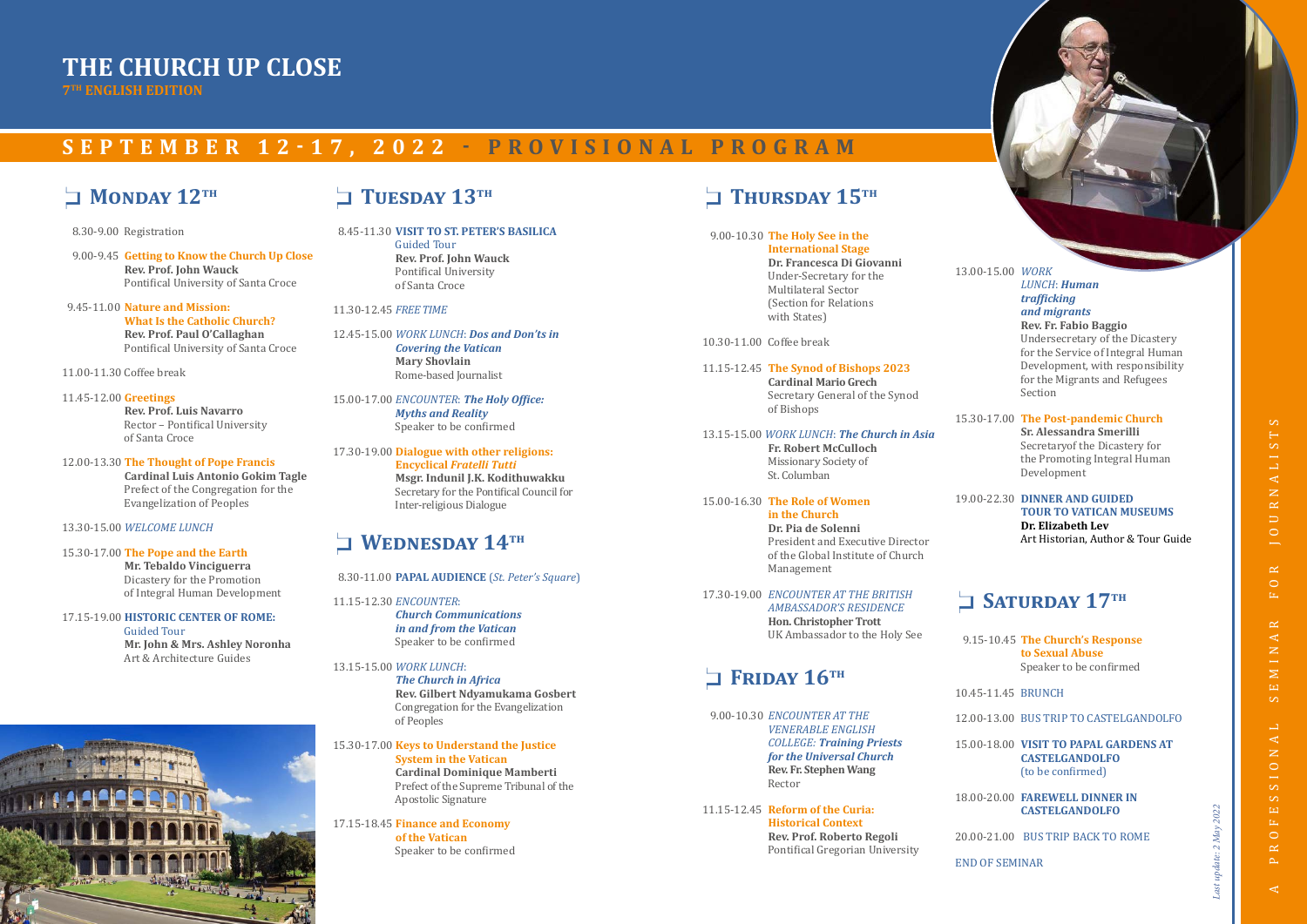# THE CHURCH UP CLOSE

**7TH ENGLISH EDITION**

## SEPTEMBER 12-17, 2022 - PROVISIONAL PROGRAM

### MONDAY 12TH

8.30-9.00 Registration

9.00-9.45 **Getting to Know the Church Up Close**
**Rev. Prof. John Wauck**
Pontifical University of Santa Croce

9.45-11.00 **Nature and Mission: What Is the Catholic Church?**
**Rev. Prof. Paul O'Callaghan**
Pontifical University of Santa Croce

11.00-11.30 Coffee break

11.45-12.00 **Greetings**
**Rev. Prof. Luis Navarro**
Rector – Pontifical University of Santa Croce

12.00-13.30 **The Thought of Pope Francis**
**Cardinal Luis Antonio Gokim Tagle**
Prefect of the Congregation for the Evangelization of Peoples

13.30-15.00 *WELCOME LUNCH*

15.30-17.00 **The Pope and the Earth**
**Mr. Tebaldo Vinciguerra**
Dicastery for the Promotion of Integral Human Development

17.15-19.00 **HISTORIC CENTER OF ROME:**
Guided Tour
**Mr. John & Mrs. Ashley Noronha**
Art & Architecture Guides

### TUESDAY 13TH

8.45-11.30 **VISIT TO ST. PETER'S BASILICA**
Guided Tour
**Rev. Prof. John Wauck**
Pontifical University of Santa Croce

11.30-12.45 *FREE TIME*

12.45-15.00 *WORK LUNCH*: ***Dos and Don'ts in Covering the Vatican***
**Mary Shovlain**
Rome-based Journalist

15.00-17.00 *ENCOUNTER*: ***The Holy Office: Myths and Reality***
Speaker to be confirmed

17.30-19.00 **Dialogue with other religions: Encyclical *Fratelli Tutti***
**Msgr. Indunil J.K. Kodithuwakku**
Secretary for the Pontifical Council for Inter-religious Dialogue

### WEDNESDAY 14TH

8.30-11.00 **PAPAL AUDIENCE** (*St. Peter's Square*)

11.15-12.30 *ENCOUNTER*:
***Church Communications in and from the Vatican***
Speaker to be confirmed

13.15-15.00 *WORK LUNCH*:
***The Church in Africa***
**Rev. Gilbert Ndyamukama Gosbert**
Congregation for the Evangelization of Peoples

15.30-17.00 **Keys to Understand the Justice System in the Vatican**
**Cardinal Dominique Mamberti**
Prefect of the Supreme Tribunal of the Apostolic Signature

17.15-18.45 **Finance and Economy of the Vatican**
Speaker to be confirmed

### THURSDAY 15TH

9.00-10.30 **The Holy See in the International Stage**
**Dr. Francesca Di Giovanni**
Under-Secretary for the Multilateral Sector (Section for Relations with States)

10.30-11.00 Coffee break

11.15-12.45 **The Synod of Bishops 2023**
**Cardinal Mario Grech**
Secretary General of the Synod of Bishops

13.15-15.00 *WORK LUNCH*: ***The Church in Asia***
**Fr. Robert McCulloch**
Missionary Society of St. Columban

15.00-16.30 **The Role of Women in the Church**
**Dr. Pia de Solenni**
President and Executive Director of the Global Institute of Church Management

17.30-19.00 *ENCOUNTER AT THE BRITISH AMBASSADOR'S RESIDENCE*
**Hon. Christopher Trott**
UK Ambassador to the Holy See

### FRIDAY 16TH

9.00-10.30 *ENCOUNTER AT THE VENERABLE ENGLISH COLLEGE*: ***Training Priests for the Universal Church***
**Rev. Fr. Stephen Wang**
Rector

11.15-12.45 **Reform of the Curia: Historical Context**
**Rev. Prof. Roberto Regoli**
Pontifical Gregorian University

13.00-15.00 *WORK LUNCH*: ***Human trafficking and migrants***
**Rev. Fr. Fabio Baggio**
Undersecretary of the Dicastery for the Service of Integral Human Development, with responsibility for the Migrants and Refugees Section

15.30-17.00 **The Post-pandemic Church**
**Sr. Alessandra Smerilli**
Secretaryof the Dicastery for the Promoting Integral Human Development

19.00-22.30 **DINNER AND GUIDED TOUR TO VATICAN MUSEUMS**
**Dr. Elizabeth Lev**
Art Historian, Author & Tour Guide

### SATURDAY 17TH

9.15-10.45 **The Church's Response to Sexual Abuse**
Speaker to be confirmed

10.45-11.45 BRUNCH

12.00-13.00 BUS TRIP TO CASTELGANDOLFO

15.00-18.00 **VISIT TO PAPAL GARDENS AT CASTELGANDOLFO**
(to be confirmed)

18.00-20.00 **FAREWELL DINNER IN CASTELGANDOLFO**

20.00-21.00 BUS TRIP BACK TO ROME

END OF SEMINAR

*Last update: 2 May 2022*

A PROFESSIONAL SEMINAR FOR JOURNALISTS